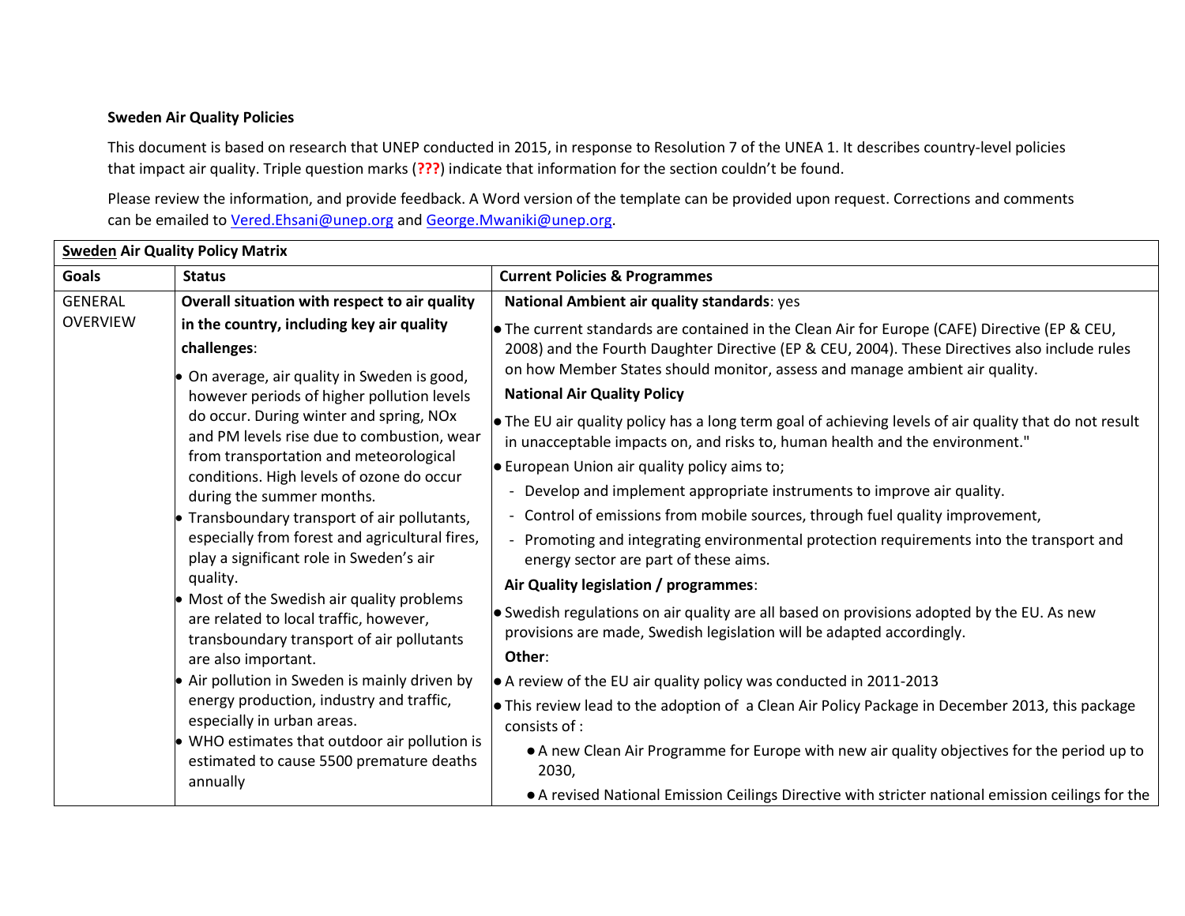**Sweden Air Quality Policies**

This document is based on research that UNEP conducted in 2015, in response to Resolution 7 of the UNEA 1. It describes country-level policies that impact air quality. Triple question marks (**???**) indicate that information for the section couldn't be found.

Please review the information, and provide feedback. A Word version of the template can be provided upon request. Corrections and comments can be emailed to Vered.Ehsani@unep.org and George.Mwaniki@unep.org.

| **Sweden Air Quality Policy Matrix** | | |
|---|---|---|
| **Goals** | **Status** | **Current Policies & Programmes** |
| GENERAL OVERVIEW | **Overall situation with respect to air quality in the country, including key air quality challenges**:<br>• On average, air quality in Sweden is good, however periods of higher pollution levels do occur. During winter and spring, NOx and PM levels rise due to combustion, wear from transportation and meteorological conditions. High levels of ozone do occur during the summer months.<br>• Transboundary transport of air pollutants, especially from forest and agricultural fires, play a significant role in Sweden's air quality.<br>• Most of the Swedish air quality problems are related to local traffic, however, transboundary transport of air pollutants are also important.<br>• Air pollution in Sweden is mainly driven by energy production, industry and traffic, especially in urban areas.<br>• WHO estimates that outdoor air pollution is estimated to cause 5500 premature deaths annually | **National Ambient air quality standards**: yes<br>• The current standards are contained in the Clean Air for Europe (CAFE) Directive (EP & CEU, 2008) and the Fourth Daughter Directive (EP & CEU, 2004). These Directives also include rules on how Member States should monitor, assess and manage ambient air quality.<br>**National Air Quality Policy**<br>• The EU air quality policy has a long term goal of achieving levels of air quality that do not result in unacceptable impacts on, and risks to, human health and the environment."<br>• European Union air quality policy aims to;<br>- Develop and implement appropriate instruments to improve air quality.<br>- Control of emissions from mobile sources, through fuel quality improvement,<br>- Promoting and integrating environmental protection requirements into the transport and energy sector are part of these aims.<br>**Air Quality legislation / programmes**:<br>• Swedish regulations on air quality are all based on provisions adopted by the EU. As new provisions are made, Swedish legislation will be adapted accordingly.<br>**Other**:<br>• A review of the EU air quality policy was conducted in 2011-2013<br>• This review lead to the adoption of a Clean Air Policy Package in December 2013, this package consists of :<br>• A new Clean Air Programme for Europe with new air quality objectives for the period up to 2030,<br>• A revised National Emission Ceilings Directive with stricter national emission ceilings for the |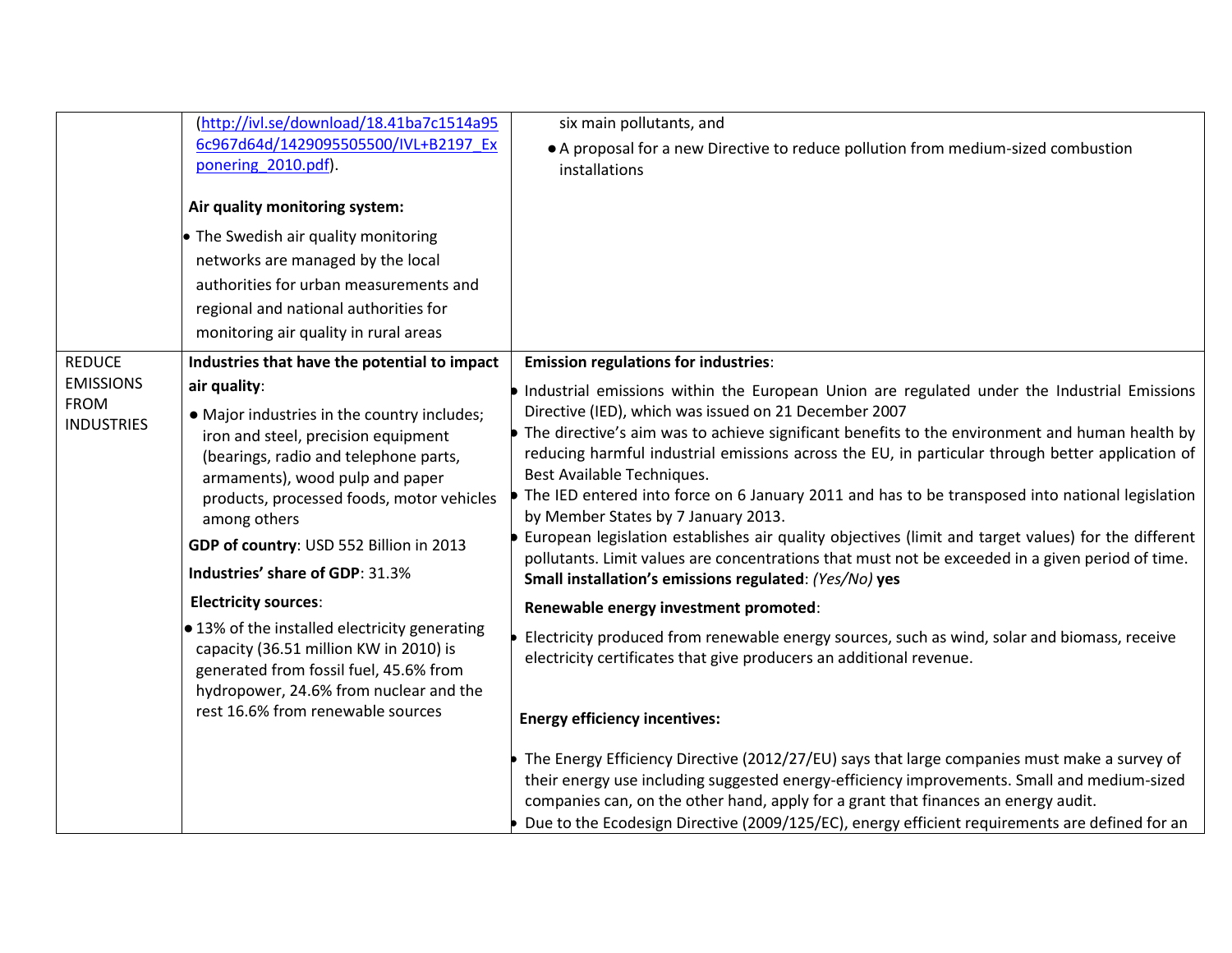| | | |
|---|---|---|
| | (http://ivl.se/download/18.41ba7c1514a956c967d64d/1429095505500/IVL+B2197_Exponering_2010.pdf).<br><br>**Air quality monitoring system:**<br>• The Swedish air quality monitoring networks are managed by the local authorities for urban measurements and regional and national authorities for monitoring air quality in rural areas | six main pollutants, and<br>• A proposal for a new Directive to reduce pollution from medium-sized combustion installations |
| REDUCE EMISSIONS FROM INDUSTRIES | **Industries that have the potential to impact air quality**:<br>• Major industries in the country includes; iron and steel, precision equipment (bearings, radio and telephone parts, armaments), wood pulp and paper products, processed foods, motor vehicles among others<br>**GDP of country**: USD 552 Billion in 2013<br>**Industries' share of GDP**: 31.3%<br>**Electricity sources**:<br>• 13% of the installed electricity generating capacity (36.51 million KW in 2010) is generated from fossil fuel, 45.6% from hydropower, 24.6% from nuclear and the rest 16.6% from renewable sources | **Emission regulations for industries**:<br>• Industrial emissions within the European Union are regulated under the Industrial Emissions Directive (IED), which was issued on 21 December 2007<br>• The directive's aim was to achieve significant benefits to the environment and human health by reducing harmful industrial emissions across the EU, in particular through better application of Best Available Techniques.<br>• The IED entered into force on 6 January 2011 and has to be transposed into national legislation by Member States by 7 January 2013.<br>• European legislation establishes air quality objectives (limit and target values) for the different pollutants. Limit values are concentrations that must not be exceeded in a given period of time.<br>**Small installation's emissions regulated**: *(Yes/No)* **yes**<br>**Renewable energy investment promoted**:<br>• Electricity produced from renewable energy sources, such as wind, solar and biomass, receive electricity certificates that give producers an additional revenue.<br><br>**Energy efficiency incentives:**<br>• The Energy Efficiency Directive (2012/27/EU) says that large companies must make a survey of their energy use including suggested energy-efficiency improvements. Small and medium-sized companies can, on the other hand, apply for a grant that finances an energy audit.<br>• Due to the Ecodesign Directive (2009/125/EC), energy efficient requirements are defined for an |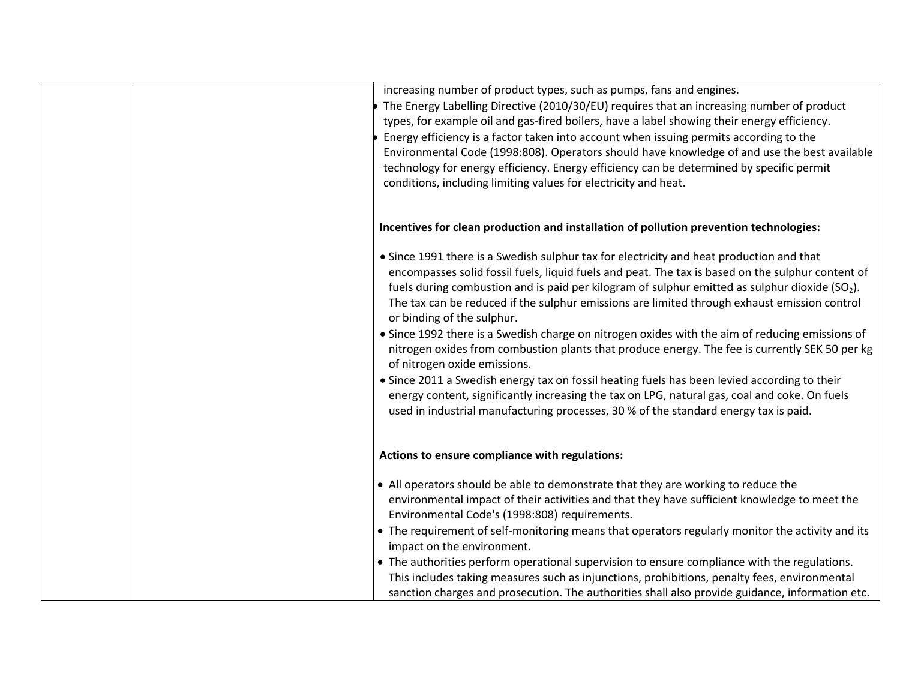| | | increasing number of product types, such as pumps, fans and engines.<br>• The Energy Labelling Directive (2010/30/EU) requires that an increasing number of product types, for example oil and gas-fired boilers, have a label showing their energy efficiency.<br>• Energy efficiency is a factor taken into account when issuing permits according to the Environmental Code (1998:808). Operators should have knowledge of and use the best available technology for energy efficiency. Energy efficiency can be determined by specific permit conditions, including limiting values for electricity and heat.<br><br>**Incentives for clean production and installation of pollution prevention technologies:**<br><br>• Since 1991 there is a Swedish sulphur tax for electricity and heat production and that encompasses solid fossil fuels, liquid fuels and peat. The tax is based on the sulphur content of fuels during combustion and is paid per kilogram of sulphur emitted as sulphur dioxide ($SO_2$). The tax can be reduced if the sulphur emissions are limited through exhaust emission control or binding of the sulphur.<br>• Since 1992 there is a Swedish charge on nitrogen oxides with the aim of reducing emissions of nitrogen oxides from combustion plants that produce energy. The fee is currently SEK 50 per kg of nitrogen oxide emissions.<br>• Since 2011 a Swedish energy tax on fossil heating fuels has been levied according to their energy content, significantly increasing the tax on LPG, natural gas, coal and coke. On fuels used in industrial manufacturing processes, 30 % of the standard energy tax is paid.<br><br>**Actions to ensure compliance with regulations:**<br><br>• All operators should be able to demonstrate that they are working to reduce the environmental impact of their activities and that they have sufficient knowledge to meet the Environmental Code's (1998:808) requirements.<br>• The requirement of self-monitoring means that operators regularly monitor the activity and its impact on the environment.<br>• The authorities perform operational supervision to ensure compliance with the regulations. This includes taking measures such as injunctions, prohibitions, penalty fees, environmental sanction charges and prosecution. The authorities shall also provide guidance, information etc. |
|---|---|---|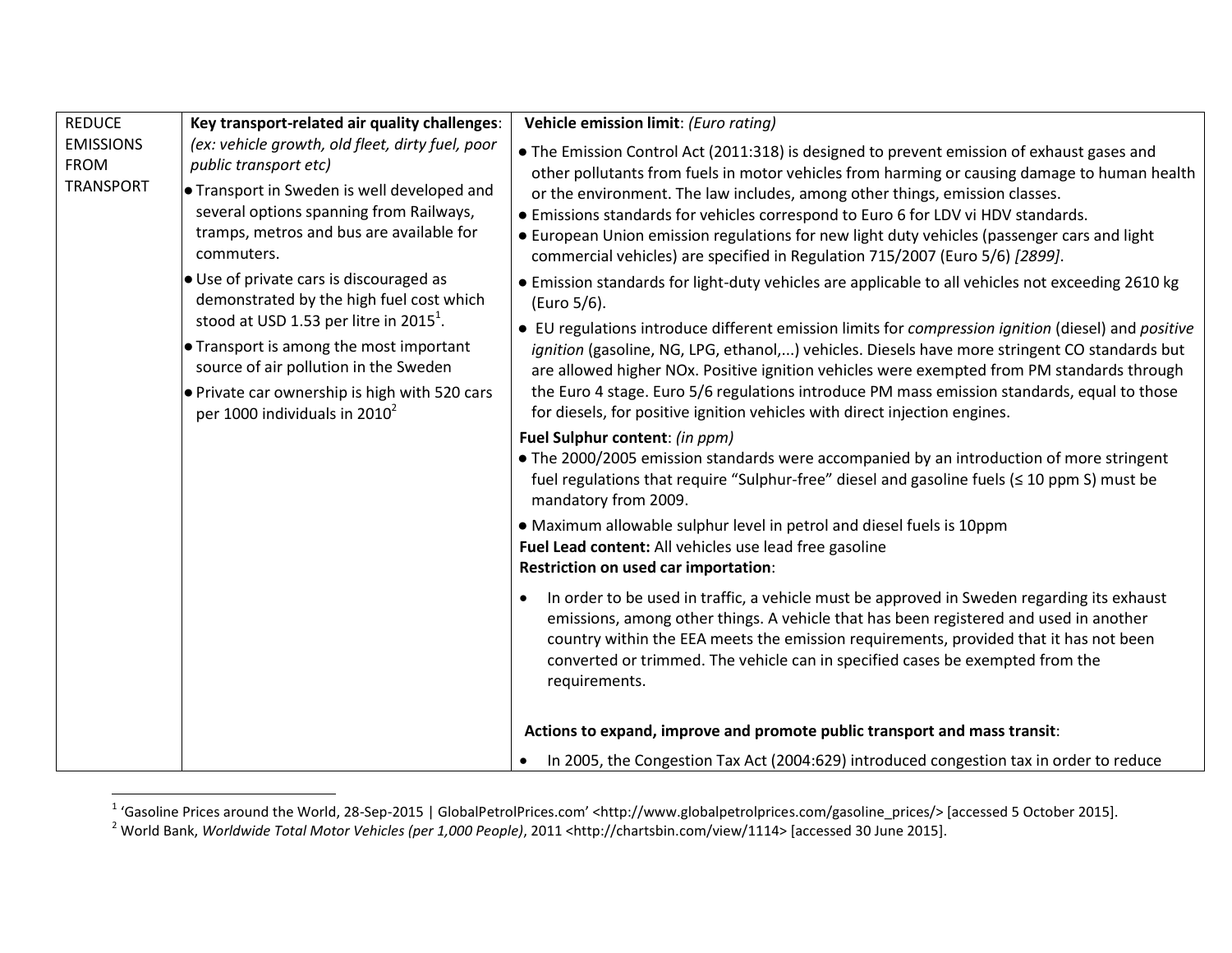| REDUCE EMISSIONS FROM TRANSPORT | **Key transport-related air quality challenges**: *(ex: vehicle growth, old fleet, dirty fuel, poor public transport etc)*<br>● Transport in Sweden is well developed and several options spanning from Railways, tramps, metros and bus are available for commuters.<br>● Use of private cars is discouraged as demonstrated by the high fuel cost which stood at USD 1.53 per litre in 2015[1].<br>● Transport is among the most important source of air pollution in the Sweden<br>● Private car ownership is high with 520 cars per 1000 individuals in 2010[2] | **Vehicle emission limit**: *(Euro rating)*<br>● The Emission Control Act (2011:318) is designed to prevent emission of exhaust gases and other pollutants from fuels in motor vehicles from harming or causing damage to human health or the environment. The law includes, among other things, emission classes.<br>● Emissions standards for vehicles correspond to Euro 6 for LDV vi HDV standards.<br>● European Union emission regulations for new light duty vehicles (passenger cars and light commercial vehicles) are specified in Regulation 715/2007 (Euro 5/6) *[2899]*.<br>● Emission standards for light-duty vehicles are applicable to all vehicles not exceeding 2610 kg (Euro 5/6).<br>● EU regulations introduce different emission limits for *compression ignition* (diesel) and *positive ignition* (gasoline, NG, LPG, ethanol,...) vehicles. Diesels have more stringent CO standards but are allowed higher NOx. Positive ignition vehicles were exempted from PM standards through the Euro 4 stage. Euro 5/6 regulations introduce PM mass emission standards, equal to those for diesels, for positive ignition vehicles with direct injection engines.<br>**Fuel Sulphur content**: *(in ppm)*<br>● The 2000/2005 emission standards were accompanied by an introduction of more stringent fuel regulations that require "Sulphur-free" diesel and gasoline fuels (≤ 10 ppm S) must be mandatory from 2009.<br>● Maximum allowable sulphur level in petrol and diesel fuels is 10ppm<br>**Fuel Lead content:** All vehicles use lead free gasoline<br>**Restriction on used car importation**:<br>● In order to be used in traffic, a vehicle must be approved in Sweden regarding its exhaust emissions, among other things. A vehicle that has been registered and used in another country within the EEA meets the emission requirements, provided that it has not been converted or trimmed. The vehicle can in specified cases be exempted from the requirements.<br><br>**Actions to expand, improve and promote public transport and mass transit**:<br>● In 2005, the Congestion Tax Act (2004:629) introduced congestion tax in order to reduce |
|---|---|---|

[1] 'Gasoline Prices around the World, 28-Sep-2015 | GlobalPetrolPrices.com' <http://www.globalpetrolprices.com/gasoline_prices/> [accessed 5 October 2015].

[2] World Bank, *Worldwide Total Motor Vehicles (per 1,000 People)*, 2011 <http://chartsbin.com/view/1114> [accessed 30 June 2015].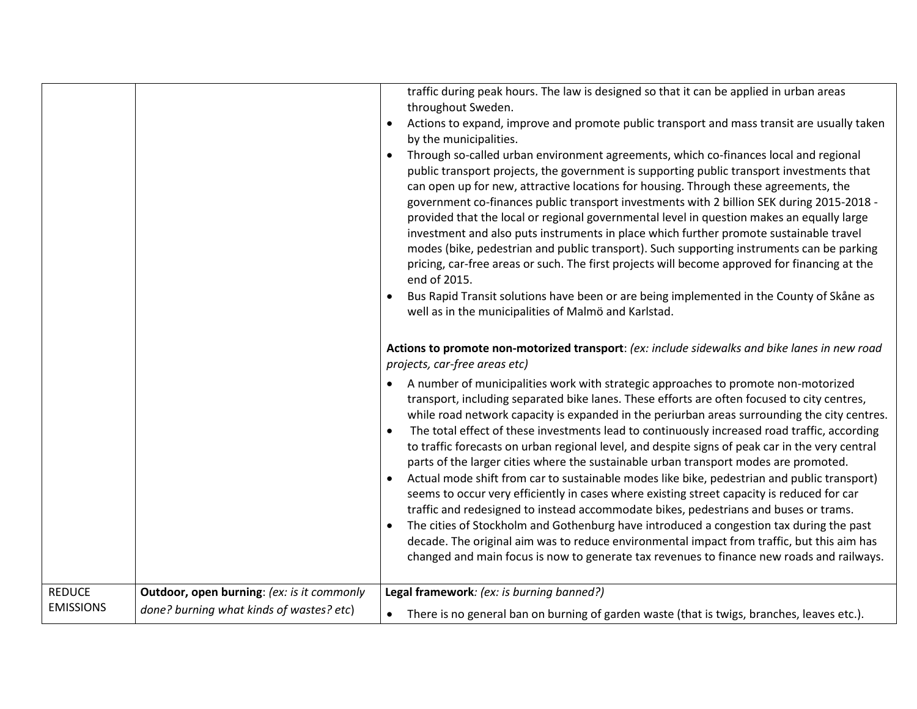| | | |
|---|---|---|
| | | traffic during peak hours. The law is designed so that it can be applied in urban areas throughout Sweden.<br>• Actions to expand, improve and promote public transport and mass transit are usually taken by the municipalities.<br>• Through so-called urban environment agreements, which co-finances local and regional public transport projects, the government is supporting public transport investments that can open up for new, attractive locations for housing. Through these agreements, the government co-finances public transport investments with 2 billion SEK during 2015-2018 - provided that the local or regional governmental level in question makes an equally large investment and also puts instruments in place which further promote sustainable travel modes (bike, pedestrian and public transport). Such supporting instruments can be parking pricing, car-free areas or such. The first projects will become approved for financing at the end of 2015.<br>• Bus Rapid Transit solutions have been or are being implemented in the County of Skåne as well as in the municipalities of Malmö and Karlstad.<br><br>**Actions to promote non-motorized transport**: *(ex: include sidewalks and bike lanes in new road projects, car-free areas etc)*<br>• A number of municipalities work with strategic approaches to promote non-motorized transport, including separated bike lanes. These efforts are often focused to city centres, while road network capacity is expanded in the periurban areas surrounding the city centres.<br>• The total effect of these investments lead to continuously increased road traffic, according to traffic forecasts on urban regional level, and despite signs of peak car in the very central parts of the larger cities where the sustainable urban transport modes are promoted.<br>• Actual mode shift from car to sustainable modes like bike, pedestrian and public transport) seems to occur very efficiently in cases where existing street capacity is reduced for car traffic and redesigned to instead accommodate bikes, pedestrians and buses or trams.<br>• The cities of Stockholm and Gothenburg have introduced a congestion tax during the past decade. The original aim was to reduce environmental impact from traffic, but this aim has changed and main focus is now to generate tax revenues to finance new roads and railways. |
| REDUCE EMISSIONS | **Outdoor, open burning**: *(ex: is it commonly done? burning what kinds of wastes? etc*) | **Legal framework***: (ex: is burning banned?)*<br>• There is no general ban on burning of garden waste (that is twigs, branches, leaves etc.). |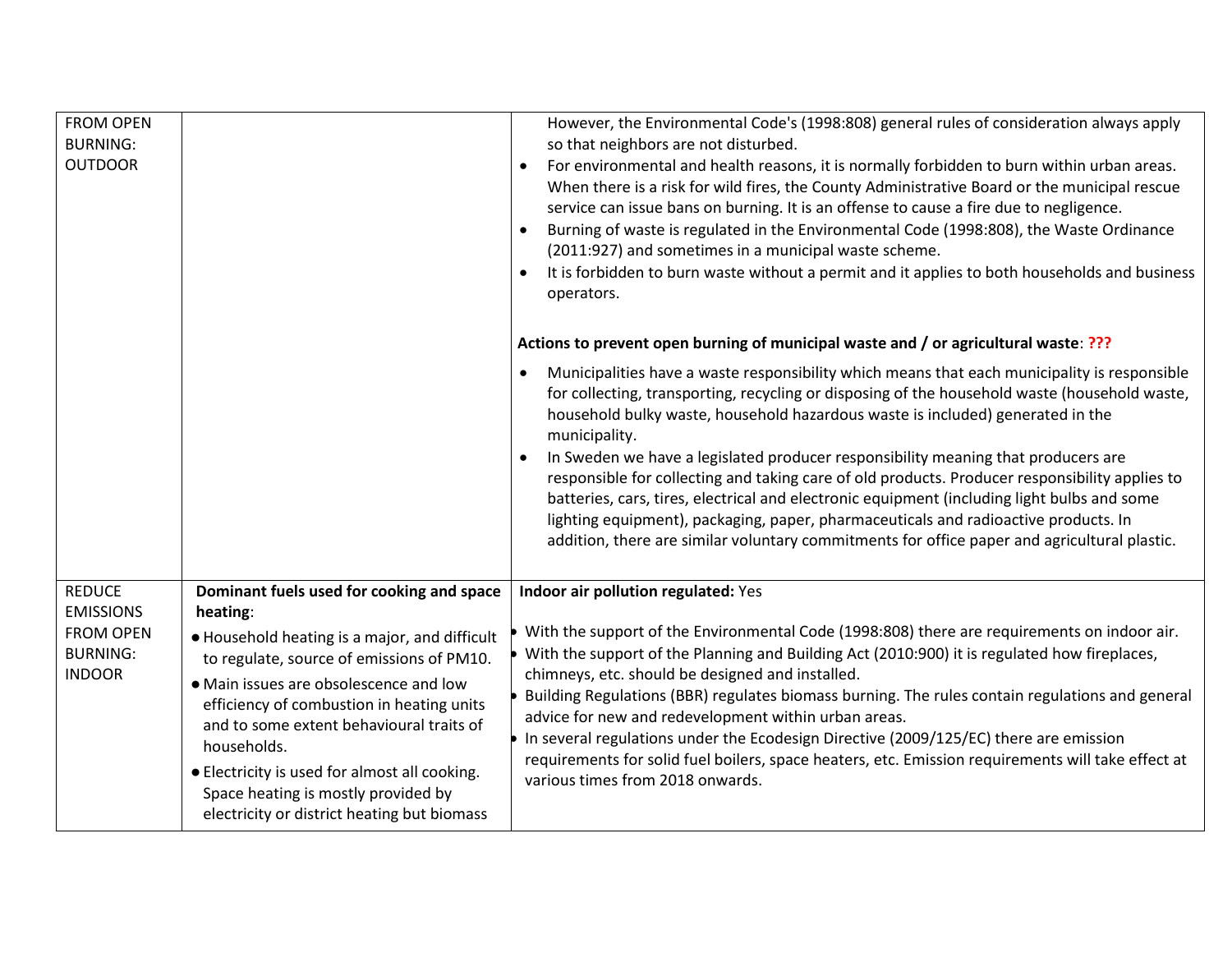| | | |
|---|---|---|
| FROM OPEN BURNING: OUTDOOR | | However, the Environmental Code's (1998:808) general rules of consideration always apply so that neighbors are not disturbed.<br>• For environmental and health reasons, it is normally forbidden to burn within urban areas. When there is a risk for wild fires, the County Administrative Board or the municipal rescue service can issue bans on burning. It is an offense to cause a fire due to negligence.<br>• Burning of waste is regulated in the Environmental Code (1998:808), the Waste Ordinance (2011:927) and sometimes in a municipal waste scheme.<br>• It is forbidden to burn waste without a permit and it applies to both households and business operators.<br><br>**Actions to prevent open burning of municipal waste and / or agricultural waste**: **???**<br><br>• Municipalities have a waste responsibility which means that each municipality is responsible for collecting, transporting, recycling or disposing of the household waste (household waste, household bulky waste, household hazardous waste is included) generated in the municipality.<br>• In Sweden we have a legislated producer responsibility meaning that producers are responsible for collecting and taking care of old products. Producer responsibility applies to batteries, cars, tires, electrical and electronic equipment (including light bulbs and some lighting equipment), packaging, paper, pharmaceuticals and radioactive products. In addition, there are similar voluntary commitments for office paper and agricultural plastic. |
| REDUCE EMISSIONS FROM OPEN BURNING: INDOOR | **Dominant fuels used for cooking and space heating**:<br>• Household heating is a major, and difficult to regulate, source of emissions of PM10.<br>• Main issues are obsolescence and low efficiency of combustion in heating units and to some extent behavioural traits of households.<br>• Electricity is used for almost all cooking. Space heating is mostly provided by electricity or district heating but biomass | **Indoor air pollution regulated:** Yes<br><br>• With the support of the Environmental Code (1998:808) there are requirements on indoor air.<br>• With the support of the Planning and Building Act (2010:900) it is regulated how fireplaces, chimneys, etc. should be designed and installed.<br>• Building Regulations (BBR) regulates biomass burning. The rules contain regulations and general advice for new and redevelopment within urban areas.<br>• In several regulations under the Ecodesign Directive (2009/125/EC) there are emission requirements for solid fuel boilers, space heaters, etc. Emission requirements will take effect at various times from 2018 onwards. |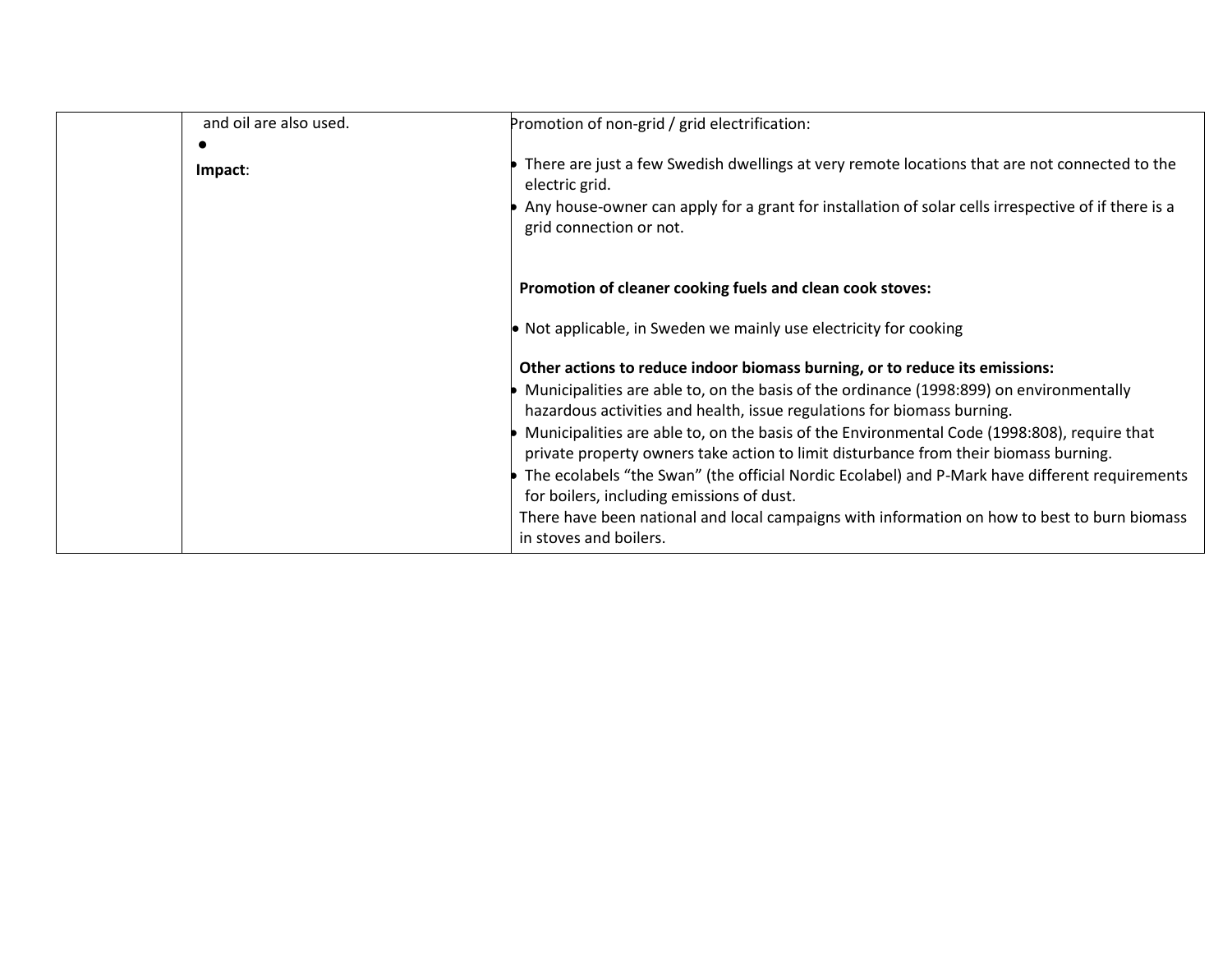| | | |
|---|---|---|
| | and oil are also used.<br>•<br>**Impact**: | Promotion of non-grid / grid electrification:<br>• There are just a few Swedish dwellings at very remote locations that are not connected to the electric grid.<br>• Any house-owner can apply for a grant for installation of solar cells irrespective of if there is a grid connection or not.<br><br>**Promotion of cleaner cooking fuels and clean cook stoves:**<br>• Not applicable, in Sweden we mainly use electricity for cooking<br><br>**Other actions to reduce indoor biomass burning, or to reduce its emissions:**<br>• Municipalities are able to, on the basis of the ordinance (1998:899) on environmentally hazardous activities and health, issue regulations for biomass burning.<br>• Municipalities are able to, on the basis of the Environmental Code (1998:808), require that private property owners take action to limit disturbance from their biomass burning.<br>• The ecolabels "the Swan" (the official Nordic Ecolabel) and P-Mark have different requirements for boilers, including emissions of dust.<br>There have been national and local campaigns with information on how to best to burn biomass in stoves and boilers. |